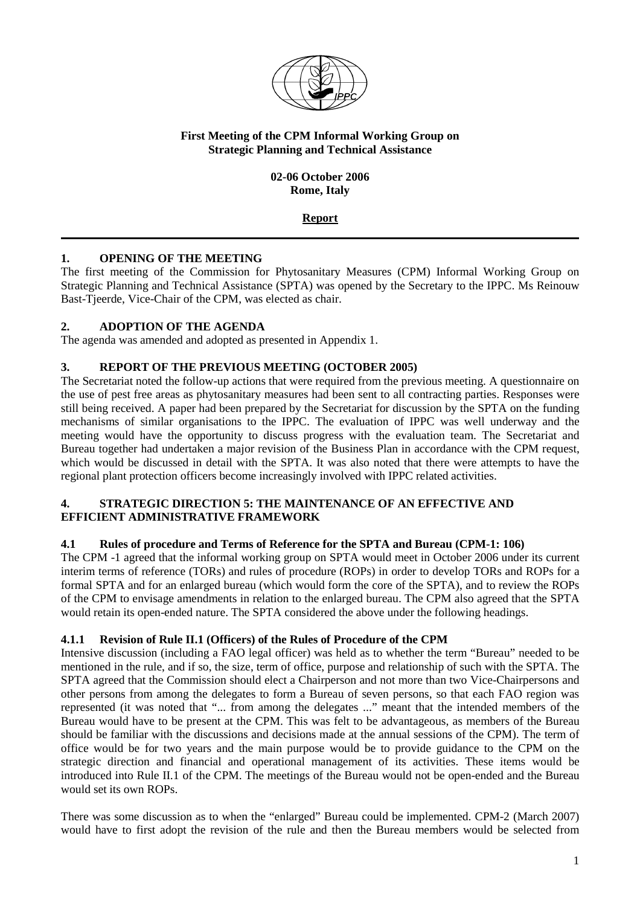**First Meeting of the CPM Informal Working Group on Strategic Planning and Technical Assistance**

**02-06 October 2006**
**Rome, Italy**

**Report**

## 1. OPENING OF THE MEETING

The first meeting of the Commission for Phytosanitary Measures (CPM) Informal Working Group on Strategic Planning and Technical Assistance (SPTA) was opened by the Secretary to the IPPC. Ms Reinouw Bast-Tjeerde, Vice-Chair of the CPM, was elected as chair.

## 2. ADOPTION OF THE AGENDA

The agenda was amended and adopted as presented in Appendix 1.

## 3. REPORT OF THE PREVIOUS MEETING (OCTOBER 2005)

The Secretariat noted the follow-up actions that were required from the previous meeting. A questionnaire on the use of pest free areas as phytosanitary measures had been sent to all contracting parties. Responses were still being received. A paper had been prepared by the Secretariat for discussion by the SPTA on the funding mechanisms of similar organisations to the IPPC. The evaluation of IPPC was well underway and the meeting would have the opportunity to discuss progress with the evaluation team. The Secretariat and Bureau together had undertaken a major revision of the Business Plan in accordance with the CPM request, which would be discussed in detail with the SPTA. It was also noted that there were attempts to have the regional plant protection officers become increasingly involved with IPPC related activities.

## 4. STRATEGIC DIRECTION 5: THE MAINTENANCE OF AN EFFECTIVE AND EFFICIENT ADMINISTRATIVE FRAMEWORK

### 4.1 Rules of procedure and Terms of Reference for the SPTA and Bureau (CPM-1: 106)

The CPM -1 agreed that the informal working group on SPTA would meet in October 2006 under its current interim terms of reference (TORs) and rules of procedure (ROPs) in order to develop TORs and ROPs for a formal SPTA and for an enlarged bureau (which would form the core of the SPTA), and to review the ROPs of the CPM to envisage amendments in relation to the enlarged bureau. The CPM also agreed that the SPTA would retain its open-ended nature. The SPTA considered the above under the following headings.

#### 4.1.1 Revision of Rule II.1 (Officers) of the Rules of Procedure of the CPM

Intensive discussion (including a FAO legal officer) was held as to whether the term "Bureau" needed to be mentioned in the rule, and if so, the size, term of office, purpose and relationship of such with the SPTA. The SPTA agreed that the Commission should elect a Chairperson and not more than two Vice-Chairpersons and other persons from among the delegates to form a Bureau of seven persons, so that each FAO region was represented (it was noted that "... from among the delegates ..." meant that the intended members of the Bureau would have to be present at the CPM. This was felt to be advantageous, as members of the Bureau should be familiar with the discussions and decisions made at the annual sessions of the CPM). The term of office would be for two years and the main purpose would be to provide guidance to the CPM on the strategic direction and financial and operational management of its activities. These items would be introduced into Rule II.1 of the CPM. The meetings of the Bureau would not be open-ended and the Bureau would set its own ROPs.

There was some discussion as to when the "enlarged" Bureau could be implemented. CPM-2 (March 2007) would have to first adopt the revision of the rule and then the Bureau members would be selected from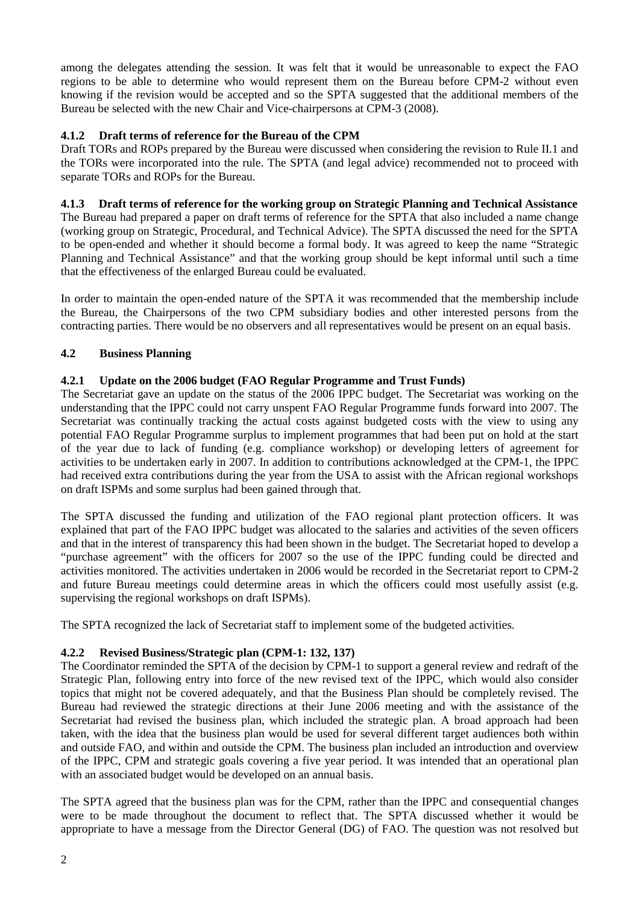among the delegates attending the session. It was felt that it would be unreasonable to expect the FAO regions to be able to determine who would represent them on the Bureau before CPM-2 without even knowing if the revision would be accepted and so the SPTA suggested that the additional members of the Bureau be selected with the new Chair and Vice-chairpersons at CPM-3 (2008).

#### 4.1.2 Draft terms of reference for the Bureau of the CPM

Draft TORs and ROPs prepared by the Bureau were discussed when considering the revision to Rule II.1 and the TORs were incorporated into the rule. The SPTA (and legal advice) recommended not to proceed with separate TORs and ROPs for the Bureau.

#### 4.1.3 Draft terms of reference for the working group on Strategic Planning and Technical Assistance

The Bureau had prepared a paper on draft terms of reference for the SPTA that also included a name change (working group on Strategic, Procedural, and Technical Advice). The SPTA discussed the need for the SPTA to be open-ended and whether it should become a formal body. It was agreed to keep the name "Strategic Planning and Technical Assistance" and that the working group should be kept informal until such a time that the effectiveness of the enlarged Bureau could be evaluated.

In order to maintain the open-ended nature of the SPTA it was recommended that the membership include the Bureau, the Chairpersons of the two CPM subsidiary bodies and other interested persons from the contracting parties. There would be no observers and all representatives would be present on an equal basis.

### 4.2 Business Planning

#### 4.2.1 Update on the 2006 budget (FAO Regular Programme and Trust Funds)

The Secretariat gave an update on the status of the 2006 IPPC budget. The Secretariat was working on the understanding that the IPPC could not carry unspent FAO Regular Programme funds forward into 2007. The Secretariat was continually tracking the actual costs against budgeted costs with the view to using any potential FAO Regular Programme surplus to implement programmes that had been put on hold at the start of the year due to lack of funding (e.g. compliance workshop) or developing letters of agreement for activities to be undertaken early in 2007. In addition to contributions acknowledged at the CPM-1, the IPPC had received extra contributions during the year from the USA to assist with the African regional workshops on draft ISPMs and some surplus had been gained through that.

The SPTA discussed the funding and utilization of the FAO regional plant protection officers. It was explained that part of the FAO IPPC budget was allocated to the salaries and activities of the seven officers and that in the interest of transparency this had been shown in the budget. The Secretariat hoped to develop a "purchase agreement" with the officers for 2007 so the use of the IPPC funding could be directed and activities monitored. The activities undertaken in 2006 would be recorded in the Secretariat report to CPM-2 and future Bureau meetings could determine areas in which the officers could most usefully assist (e.g. supervising the regional workshops on draft ISPMs).

The SPTA recognized the lack of Secretariat staff to implement some of the budgeted activities.

#### 4.2.2 Revised Business/Strategic plan (CPM-1: 132, 137)

The Coordinator reminded the SPTA of the decision by CPM-1 to support a general review and redraft of the Strategic Plan, following entry into force of the new revised text of the IPPC, which would also consider topics that might not be covered adequately, and that the Business Plan should be completely revised. The Bureau had reviewed the strategic directions at their June 2006 meeting and with the assistance of the Secretariat had revised the business plan, which included the strategic plan. A broad approach had been taken, with the idea that the business plan would be used for several different target audiences both within and outside FAO, and within and outside the CPM. The business plan included an introduction and overview of the IPPC, CPM and strategic goals covering a five year period. It was intended that an operational plan with an associated budget would be developed on an annual basis.

The SPTA agreed that the business plan was for the CPM, rather than the IPPC and consequential changes were to be made throughout the document to reflect that. The SPTA discussed whether it would be appropriate to have a message from the Director General (DG) of FAO. The question was not resolved but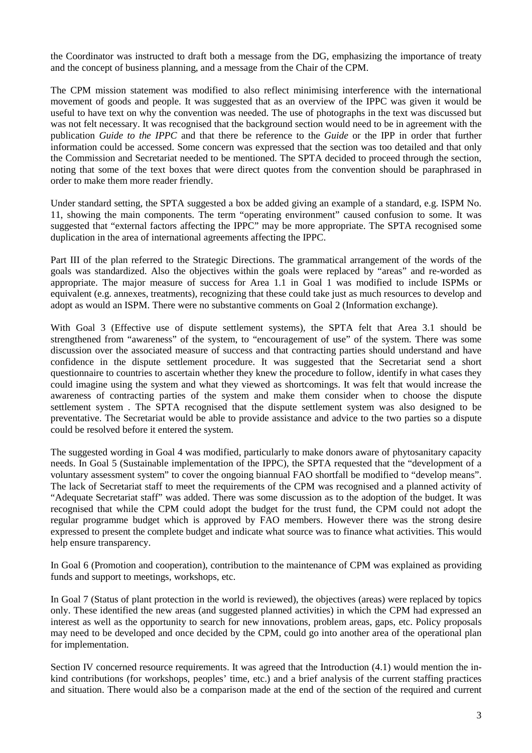the Coordinator was instructed to draft both a message from the DG, emphasizing the importance of treaty and the concept of business planning, and a message from the Chair of the CPM.

The CPM mission statement was modified to also reflect minimising interference with the international movement of goods and people. It was suggested that as an overview of the IPPC was given it would be useful to have text on why the convention was needed. The use of photographs in the text was discussed but was not felt necessary. It was recognised that the background section would need to be in agreement with the publication *Guide to the IPPC* and that there be reference to the *Guide* or the IPP in order that further information could be accessed. Some concern was expressed that the section was too detailed and that only the Commission and Secretariat needed to be mentioned. The SPTA decided to proceed through the section, noting that some of the text boxes that were direct quotes from the convention should be paraphrased in order to make them more reader friendly.

Under standard setting, the SPTA suggested a box be added giving an example of a standard, e.g. ISPM No. 11, showing the main components. The term "operating environment" caused confusion to some. It was suggested that "external factors affecting the IPPC" may be more appropriate. The SPTA recognised some duplication in the area of international agreements affecting the IPPC.

Part III of the plan referred to the Strategic Directions. The grammatical arrangement of the words of the goals was standardized. Also the objectives within the goals were replaced by "areas" and re-worded as appropriate. The major measure of success for Area 1.1 in Goal 1 was modified to include ISPMs or equivalent (e.g. annexes, treatments), recognizing that these could take just as much resources to develop and adopt as would an ISPM. There were no substantive comments on Goal 2 (Information exchange).

With Goal 3 (Effective use of dispute settlement systems), the SPTA felt that Area 3.1 should be strengthened from "awareness" of the system, to "encouragement of use" of the system. There was some discussion over the associated measure of success and that contracting parties should understand and have confidence in the dispute settlement procedure. It was suggested that the Secretariat send a short questionnaire to countries to ascertain whether they knew the procedure to follow, identify in what cases they could imagine using the system and what they viewed as shortcomings. It was felt that would increase the awareness of contracting parties of the system and make them consider when to choose the dispute settlement system . The SPTA recognised that the dispute settlement system was also designed to be preventative. The Secretariat would be able to provide assistance and advice to the two parties so a dispute could be resolved before it entered the system.

The suggested wording in Goal 4 was modified, particularly to make donors aware of phytosanitary capacity needs. In Goal 5 (Sustainable implementation of the IPPC), the SPTA requested that the "development of a voluntary assessment system" to cover the ongoing biannual FAO shortfall be modified to "develop means". The lack of Secretariat staff to meet the requirements of the CPM was recognised and a planned activity of "Adequate Secretariat staff" was added. There was some discussion as to the adoption of the budget. It was recognised that while the CPM could adopt the budget for the trust fund, the CPM could not adopt the regular programme budget which is approved by FAO members. However there was the strong desire expressed to present the complete budget and indicate what source was to finance what activities. This would help ensure transparency.

In Goal 6 (Promotion and cooperation), contribution to the maintenance of CPM was explained as providing funds and support to meetings, workshops, etc.

In Goal 7 (Status of plant protection in the world is reviewed), the objectives (areas) were replaced by topics only. These identified the new areas (and suggested planned activities) in which the CPM had expressed an interest as well as the opportunity to search for new innovations, problem areas, gaps, etc. Policy proposals may need to be developed and once decided by the CPM, could go into another area of the operational plan for implementation.

Section IV concerned resource requirements. It was agreed that the Introduction (4.1) would mention the in-kind contributions (for workshops, peoples' time, etc.) and a brief analysis of the current staffing practices and situation. There would also be a comparison made at the end of the section of the required and current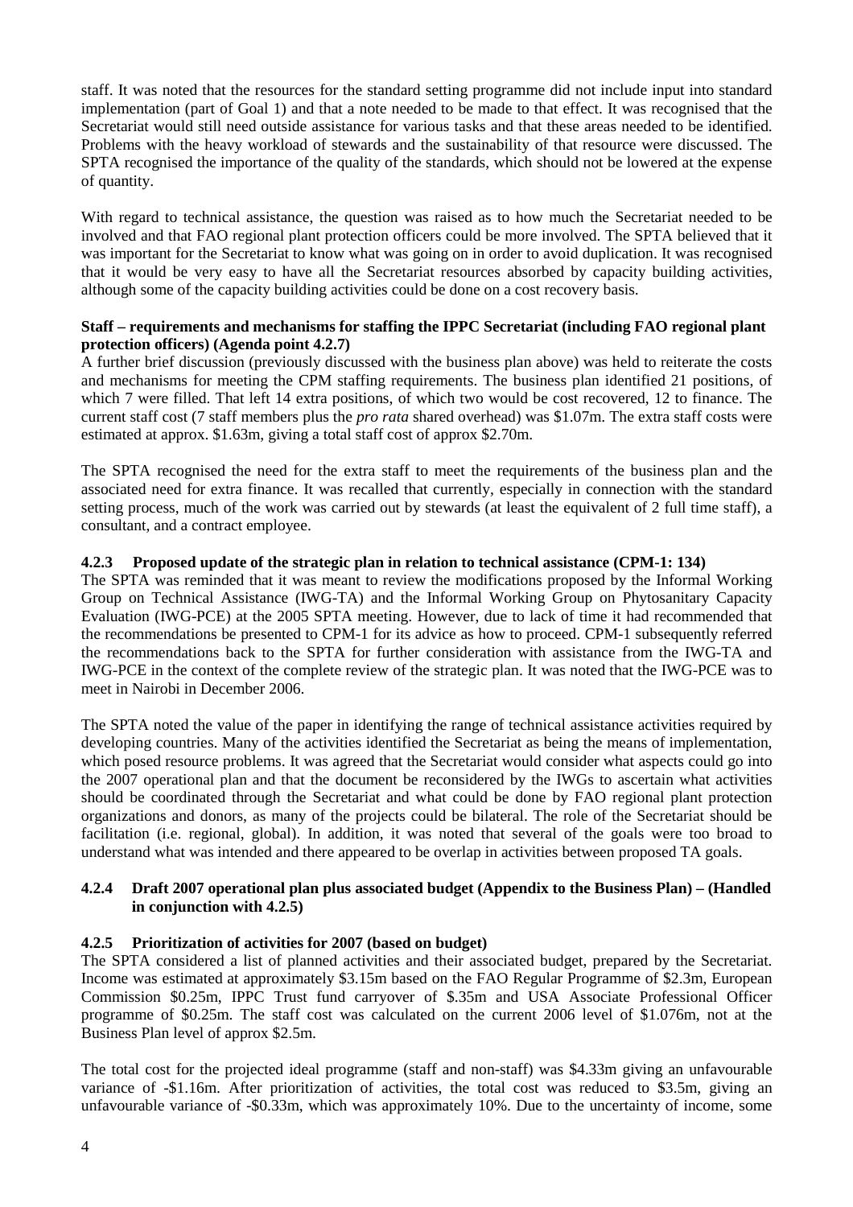staff. It was noted that the resources for the standard setting programme did not include input into standard implementation (part of Goal 1) and that a note needed to be made to that effect. It was recognised that the Secretariat would still need outside assistance for various tasks and that these areas needed to be identified. Problems with the heavy workload of stewards and the sustainability of that resource were discussed. The SPTA recognised the importance of the quality of the standards, which should not be lowered at the expense of quantity.

With regard to technical assistance, the question was raised as to how much the Secretariat needed to be involved and that FAO regional plant protection officers could be more involved. The SPTA believed that it was important for the Secretariat to know what was going on in order to avoid duplication. It was recognised that it would be very easy to have all the Secretariat resources absorbed by capacity building activities, although some of the capacity building activities could be done on a cost recovery basis.

**Staff – requirements and mechanisms for staffing the IPPC Secretariat (including FAO regional plant protection officers) (Agenda point 4.2.7)**

A further brief discussion (previously discussed with the business plan above) was held to reiterate the costs and mechanisms for meeting the CPM staffing requirements. The business plan identified 21 positions, of which 7 were filled. That left 14 extra positions, of which two would be cost recovered, 12 to finance. The current staff cost (7 staff members plus the *pro rata* shared overhead) was $1.07m. The extra staff costs were estimated at approx. $1.63m, giving a total staff cost of approx $2.70m.

The SPTA recognised the need for the extra staff to meet the requirements of the business plan and the associated need for extra finance. It was recalled that currently, especially in connection with the standard setting process, much of the work was carried out by stewards (at least the equivalent of 2 full time staff), a consultant, and a contract employee.

#### 4.2.3 Proposed update of the strategic plan in relation to technical assistance (CPM-1: 134)

The SPTA was reminded that it was meant to review the modifications proposed by the Informal Working Group on Technical Assistance (IWG-TA) and the Informal Working Group on Phytosanitary Capacity Evaluation (IWG-PCE) at the 2005 SPTA meeting. However, due to lack of time it had recommended that the recommendations be presented to CPM-1 for its advice as how to proceed. CPM-1 subsequently referred the recommendations back to the SPTA for further consideration with assistance from the IWG-TA and IWG-PCE in the context of the complete review of the strategic plan. It was noted that the IWG-PCE was to meet in Nairobi in December 2006.

The SPTA noted the value of the paper in identifying the range of technical assistance activities required by developing countries. Many of the activities identified the Secretariat as being the means of implementation, which posed resource problems. It was agreed that the Secretariat would consider what aspects could go into the 2007 operational plan and that the document be reconsidered by the IWGs to ascertain what activities should be coordinated through the Secretariat and what could be done by FAO regional plant protection organizations and donors, as many of the projects could be bilateral. The role of the Secretariat should be facilitation (i.e. regional, global). In addition, it was noted that several of the goals were too broad to understand what was intended and there appeared to be overlap in activities between proposed TA goals.

#### 4.2.4 Draft 2007 operational plan plus associated budget (Appendix to the Business Plan) – (Handled in conjunction with 4.2.5)

#### 4.2.5 Prioritization of activities for 2007 (based on budget)

The SPTA considered a list of planned activities and their associated budget, prepared by the Secretariat. Income was estimated at approximately $3.15m based on the FAO Regular Programme of $2.3m, European Commission $0.25m, IPPC Trust fund carryover of $.35m and USA Associate Professional Officer programme of $0.25m. The staff cost was calculated on the current 2006 level of $1.076m, not at the Business Plan level of approx $2.5m.

The total cost for the projected ideal programme (staff and non-staff) was $4.33m giving an unfavourable variance of -$1.16m. After prioritization of activities, the total cost was reduced to $3.5m, giving an unfavourable variance of -$0.33m, which was approximately 10%. Due to the uncertainty of income, some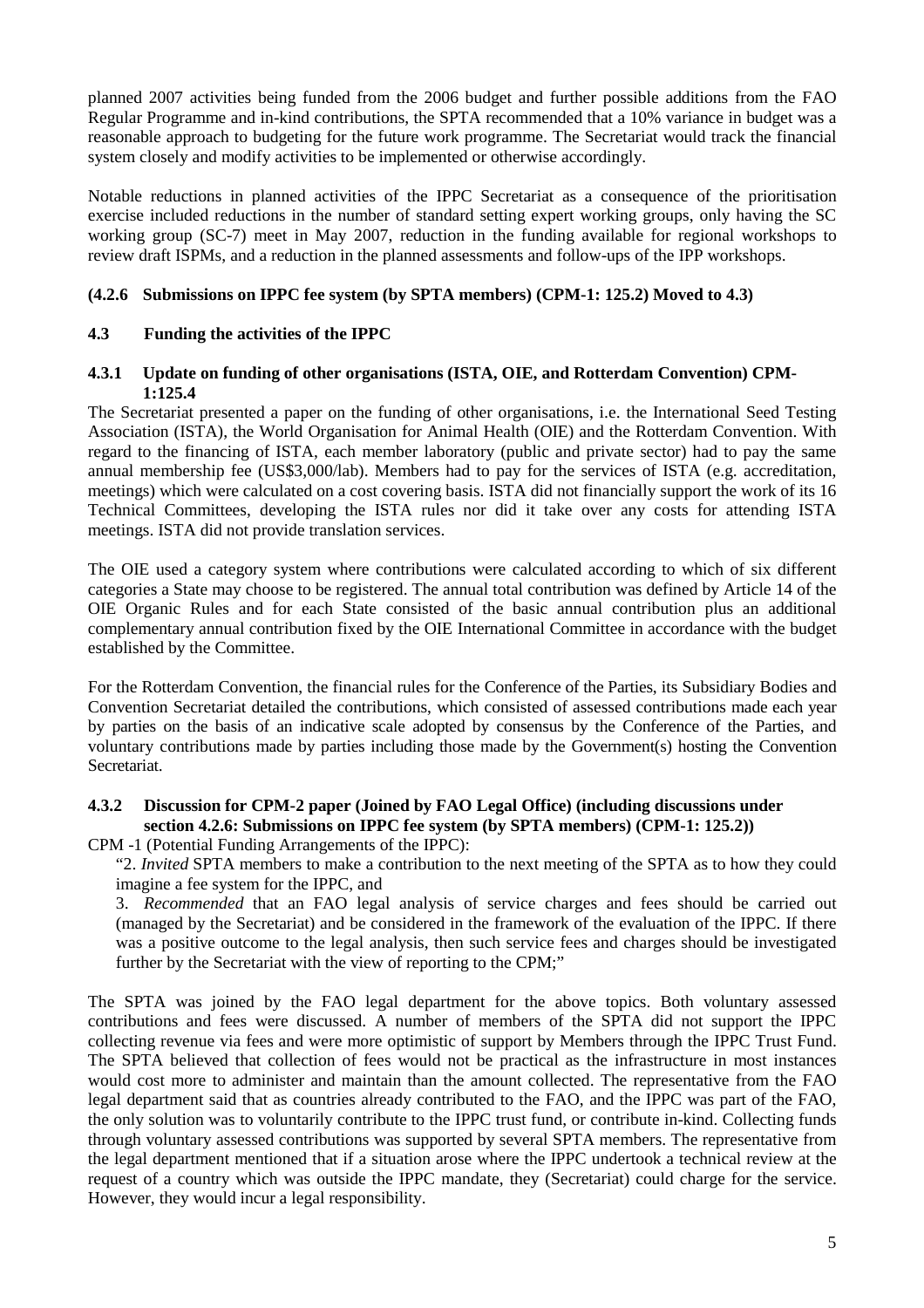planned 2007 activities being funded from the 2006 budget and further possible additions from the FAO Regular Programme and in-kind contributions, the SPTA recommended that a 10% variance in budget was a reasonable approach to budgeting for the future work programme. The Secretariat would track the financial system closely and modify activities to be implemented or otherwise accordingly.

Notable reductions in planned activities of the IPPC Secretariat as a consequence of the prioritisation exercise included reductions in the number of standard setting expert working groups, only having the SC working group (SC-7) meet in May 2007, reduction in the funding available for regional workshops to review draft ISPMs, and a reduction in the planned assessments and follow-ups of the IPP workshops.

#### (4.2.6 Submissions on IPPC fee system (by SPTA members) (CPM-1: 125.2) Moved to 4.3)

### 4.3 Funding the activities of the IPPC

#### 4.3.1 Update on funding of other organisations (ISTA, OIE, and Rotterdam Convention) CPM-1:125.4

The Secretariat presented a paper on the funding of other organisations, i.e. the International Seed Testing Association (ISTA), the World Organisation for Animal Health (OIE) and the Rotterdam Convention. With regard to the financing of ISTA, each member laboratory (public and private sector) had to pay the same annual membership fee (US$3,000/lab). Members had to pay for the services of ISTA (e.g. accreditation, meetings) which were calculated on a cost covering basis. ISTA did not financially support the work of its 16 Technical Committees, developing the ISTA rules nor did it take over any costs for attending ISTA meetings. ISTA did not provide translation services.

The OIE used a category system where contributions were calculated according to which of six different categories a State may choose to be registered. The annual total contribution was defined by Article 14 of the OIE Organic Rules and for each State consisted of the basic annual contribution plus an additional complementary annual contribution fixed by the OIE International Committee in accordance with the budget established by the Committee.

For the Rotterdam Convention, the financial rules for the Conference of the Parties, its Subsidiary Bodies and Convention Secretariat detailed the contributions, which consisted of assessed contributions made each year by parties on the basis of an indicative scale adopted by consensus by the Conference of the Parties, and voluntary contributions made by parties including those made by the Government(s) hosting the Convention Secretariat.

#### 4.3.2 Discussion for CPM-2 paper (Joined by FAO Legal Office) (including discussions under section 4.2.6: Submissions on IPPC fee system (by SPTA members) (CPM-1: 125.2))

CPM -1 (Potential Funding Arrangements of the IPPC):

> "2. *Invited* SPTA members to make a contribution to the next meeting of the SPTA as to how they could imagine a fee system for the IPPC, and
>
> 3. *Recommended* that an FAO legal analysis of service charges and fees should be carried out (managed by the Secretariat) and be considered in the framework of the evaluation of the IPPC. If there was a positive outcome to the legal analysis, then such service fees and charges should be investigated further by the Secretariat with the view of reporting to the CPM;"

The SPTA was joined by the FAO legal department for the above topics. Both voluntary assessed contributions and fees were discussed. A number of members of the SPTA did not support the IPPC collecting revenue via fees and were more optimistic of support by Members through the IPPC Trust Fund. The SPTA believed that collection of fees would not be practical as the infrastructure in most instances would cost more to administer and maintain than the amount collected. The representative from the FAO legal department said that as countries already contributed to the FAO, and the IPPC was part of the FAO, the only solution was to voluntarily contribute to the IPPC trust fund, or contribute in-kind. Collecting funds through voluntary assessed contributions was supported by several SPTA members. The representative from the legal department mentioned that if a situation arose where the IPPC undertook a technical review at the request of a country which was outside the IPPC mandate, they (Secretariat) could charge for the service. However, they would incur a legal responsibility.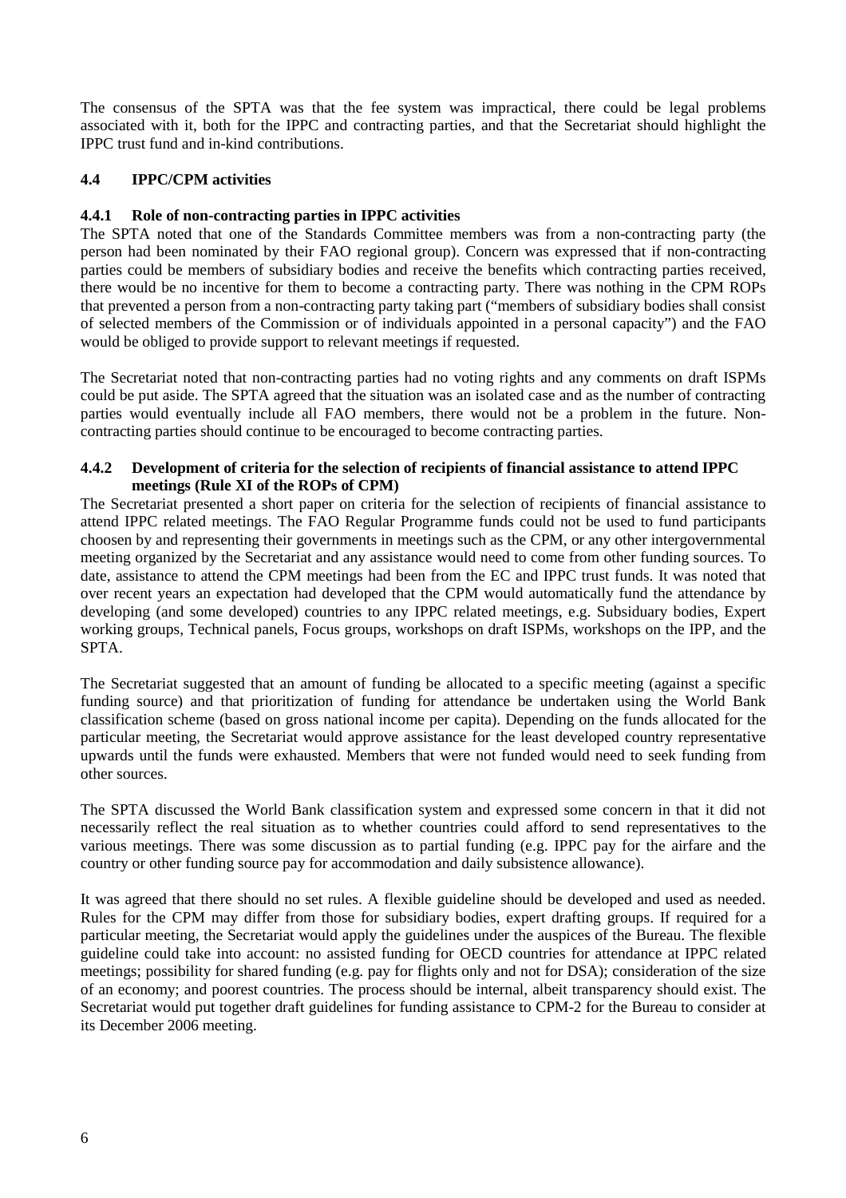The consensus of the SPTA was that the fee system was impractical, there could be legal problems associated with it, both for the IPPC and contracting parties, and that the Secretariat should highlight the IPPC trust fund and in-kind contributions.

### 4.4 IPPC/CPM activities

#### 4.4.1 Role of non-contracting parties in IPPC activities

The SPTA noted that one of the Standards Committee members was from a non-contracting party (the person had been nominated by their FAO regional group). Concern was expressed that if non-contracting parties could be members of subsidiary bodies and receive the benefits which contracting parties received, there would be no incentive for them to become a contracting party. There was nothing in the CPM ROPs that prevented a person from a non-contracting party taking part ("members of subsidiary bodies shall consist of selected members of the Commission or of individuals appointed in a personal capacity") and the FAO would be obliged to provide support to relevant meetings if requested.

The Secretariat noted that non-contracting parties had no voting rights and any comments on draft ISPMs could be put aside. The SPTA agreed that the situation was an isolated case and as the number of contracting parties would eventually include all FAO members, there would not be a problem in the future. Non-contracting parties should continue to be encouraged to become contracting parties.

#### 4.4.2 Development of criteria for the selection of recipients of financial assistance to attend IPPC meetings (Rule XI of the ROPs of CPM)

The Secretariat presented a short paper on criteria for the selection of recipients of financial assistance to attend IPPC related meetings. The FAO Regular Programme funds could not be used to fund participants choosen by and representing their governments in meetings such as the CPM, or any other intergovernmental meeting organized by the Secretariat and any assistance would need to come from other funding sources. To date, assistance to attend the CPM meetings had been from the EC and IPPC trust funds. It was noted that over recent years an expectation had developed that the CPM would automatically fund the attendance by developing (and some developed) countries to any IPPC related meetings, e.g. Subsiduary bodies, Expert working groups, Technical panels, Focus groups, workshops on draft ISPMs, workshops on the IPP, and the SPTA.

The Secretariat suggested that an amount of funding be allocated to a specific meeting (against a specific funding source) and that prioritization of funding for attendance be undertaken using the World Bank classification scheme (based on gross national income per capita). Depending on the funds allocated for the particular meeting, the Secretariat would approve assistance for the least developed country representative upwards until the funds were exhausted. Members that were not funded would need to seek funding from other sources.

The SPTA discussed the World Bank classification system and expressed some concern in that it did not necessarily reflect the real situation as to whether countries could afford to send representatives to the various meetings. There was some discussion as to partial funding (e.g. IPPC pay for the airfare and the country or other funding source pay for accommodation and daily subsistence allowance).

It was agreed that there should no set rules. A flexible guideline should be developed and used as needed. Rules for the CPM may differ from those for subsidiary bodies, expert drafting groups. If required for a particular meeting, the Secretariat would apply the guidelines under the auspices of the Bureau. The flexible guideline could take into account: no assisted funding for OECD countries for attendance at IPPC related meetings; possibility for shared funding (e.g. pay for flights only and not for DSA); consideration of the size of an economy; and poorest countries. The process should be internal, albeit transparency should exist. The Secretariat would put together draft guidelines for funding assistance to CPM-2 for the Bureau to consider at its December 2006 meeting.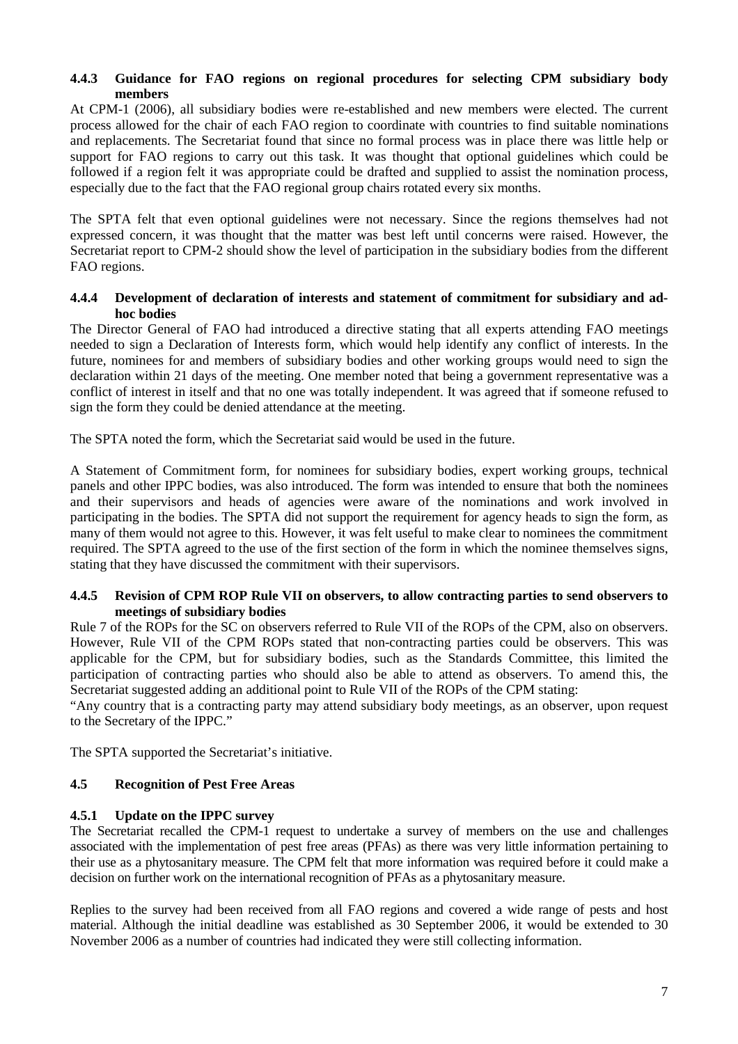### 4.4.3 Guidance for FAO regions on regional procedures for selecting CPM subsidiary body members

At CPM-1 (2006), all subsidiary bodies were re-established and new members were elected. The current process allowed for the chair of each FAO region to coordinate with countries to find suitable nominations and replacements. The Secretariat found that since no formal process was in place there was little help or support for FAO regions to carry out this task. It was thought that optional guidelines which could be followed if a region felt it was appropriate could be drafted and supplied to assist the nomination process, especially due to the fact that the FAO regional group chairs rotated every six months.

The SPTA felt that even optional guidelines were not necessary. Since the regions themselves had not expressed concern, it was thought that the matter was best left until concerns were raised. However, the Secretariat report to CPM-2 should show the level of participation in the subsidiary bodies from the different FAO regions.

### 4.4.4 Development of declaration of interests and statement of commitment for subsidiary and ad-hoc bodies

The Director General of FAO had introduced a directive stating that all experts attending FAO meetings needed to sign a Declaration of Interests form, which would help identify any conflict of interests. In the future, nominees for and members of subsidiary bodies and other working groups would need to sign the declaration within 21 days of the meeting. One member noted that being a government representative was a conflict of interest in itself and that no one was totally independent. It was agreed that if someone refused to sign the form they could be denied attendance at the meeting.

The SPTA noted the form, which the Secretariat said would be used in the future.

A Statement of Commitment form, for nominees for subsidiary bodies, expert working groups, technical panels and other IPPC bodies, was also introduced. The form was intended to ensure that both the nominees and their supervisors and heads of agencies were aware of the nominations and work involved in participating in the bodies. The SPTA did not support the requirement for agency heads to sign the form, as many of them would not agree to this. However, it was felt useful to make clear to nominees the commitment required. The SPTA agreed to the use of the first section of the form in which the nominee themselves signs, stating that they have discussed the commitment with their supervisors.

### 4.4.5 Revision of CPM ROP Rule VII on observers, to allow contracting parties to send observers to meetings of subsidiary bodies

Rule 7 of the ROPs for the SC on observers referred to Rule VII of the ROPs of the CPM, also on observers. However, Rule VII of the CPM ROPs stated that non-contracting parties could be observers. This was applicable for the CPM, but for subsidiary bodies, such as the Standards Committee, this limited the participation of contracting parties who should also be able to attend as observers. To amend this, the Secretariat suggested adding an additional point to Rule VII of the ROPs of the CPM stating:

"Any country that is a contracting party may attend subsidiary body meetings, as an observer, upon request to the Secretary of the IPPC."

The SPTA supported the Secretariat's initiative.

## 4.5 Recognition of Pest Free Areas

### 4.5.1 Update on the IPPC survey

The Secretariat recalled the CPM-1 request to undertake a survey of members on the use and challenges associated with the implementation of pest free areas (PFAs) as there was very little information pertaining to their use as a phytosanitary measure. The CPM felt that more information was required before it could make a decision on further work on the international recognition of PFAs as a phytosanitary measure.

Replies to the survey had been received from all FAO regions and covered a wide range of pests and host material. Although the initial deadline was established as 30 September 2006, it would be extended to 30 November 2006 as a number of countries had indicated they were still collecting information.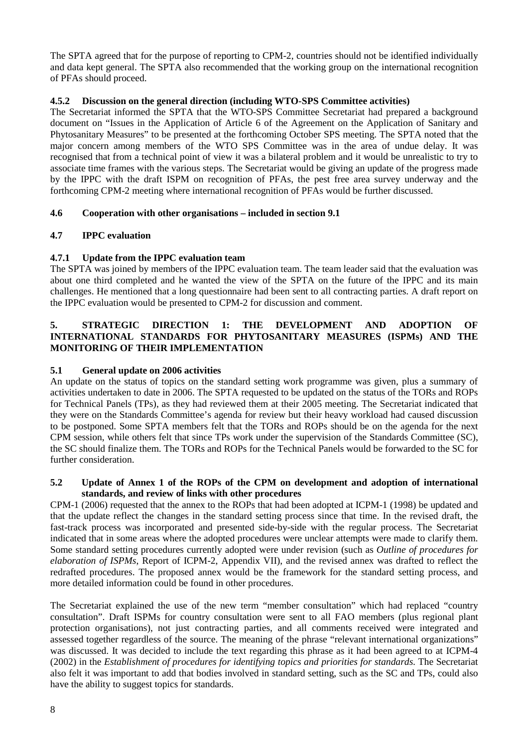The SPTA agreed that for the purpose of reporting to CPM-2, countries should not be identified individually and data kept general. The SPTA also recommended that the working group on the international recognition of PFAs should proceed.

#### 4.5.2 Discussion on the general direction (including WTO-SPS Committee activities)

The Secretariat informed the SPTA that the WTO-SPS Committee Secretariat had prepared a background document on "Issues in the Application of Article 6 of the Agreement on the Application of Sanitary and Phytosanitary Measures" to be presented at the forthcoming October SPS meeting. The SPTA noted that the major concern among members of the WTO SPS Committee was in the area of undue delay. It was recognised that from a technical point of view it was a bilateral problem and it would be unrealistic to try to associate time frames with the various steps. The Secretariat would be giving an update of the progress made by the IPPC with the draft ISPM on recognition of PFAs, the pest free area survey underway and the forthcoming CPM-2 meeting where international recognition of PFAs would be further discussed.

### 4.6 Cooperation with other organisations – included in section 9.1

### 4.7 IPPC evaluation

#### 4.7.1 Update from the IPPC evaluation team

The SPTA was joined by members of the IPPC evaluation team. The team leader said that the evaluation was about one third completed and he wanted the view of the SPTA on the future of the IPPC and its main challenges. He mentioned that a long questionnaire had been sent to all contracting parties. A draft report on the IPPC evaluation would be presented to CPM-2 for discussion and comment.

## 5. STRATEGIC DIRECTION 1: THE DEVELOPMENT AND ADOPTION OF INTERNATIONAL STANDARDS FOR PHYTOSANITARY MEASURES (ISPMs) AND THE MONITORING OF THEIR IMPLEMENTATION

### 5.1 General update on 2006 activities

An update on the status of topics on the standard setting work programme was given, plus a summary of activities undertaken to date in 2006. The SPTA requested to be updated on the status of the TORs and ROPs for Technical Panels (TPs), as they had reviewed them at their 2005 meeting. The Secretariat indicated that they were on the Standards Committee's agenda for review but their heavy workload had caused discussion to be postponed. Some SPTA members felt that the TORs and ROPs should be on the agenda for the next CPM session, while others felt that since TPs work under the supervision of the Standards Committee (SC), the SC should finalize them. The TORs and ROPs for the Technical Panels would be forwarded to the SC for further consideration.

### 5.2 Update of Annex 1 of the ROPs of the CPM on development and adoption of international standards, and review of links with other procedures

CPM-1 (2006) requested that the annex to the ROPs that had been adopted at ICPM-1 (1998) be updated and that the update reflect the changes in the standard setting process since that time. In the revised draft, the fast-track process was incorporated and presented side-by-side with the regular process. The Secretariat indicated that in some areas where the adopted procedures were unclear attempts were made to clarify them. Some standard setting procedures currently adopted were under revision (such as *Outline of procedures for elaboration of ISPMs*, Report of ICPM-2, Appendix VII), and the revised annex was drafted to reflect the redrafted procedures. The proposed annex would be the framework for the standard setting process, and more detailed information could be found in other procedures.

The Secretariat explained the use of the new term "member consultation" which had replaced "country consultation". Draft ISPMs for country consultation were sent to all FAO members (plus regional plant protection organisations), not just contracting parties, and all comments received were integrated and assessed together regardless of the source. The meaning of the phrase "relevant international organizations" was discussed. It was decided to include the text regarding this phrase as it had been agreed to at ICPM-4 (2002) in the *Establishment of procedures for identifying topics and priorities for standards.* The Secretariat also felt it was important to add that bodies involved in standard setting, such as the SC and TPs, could also have the ability to suggest topics for standards.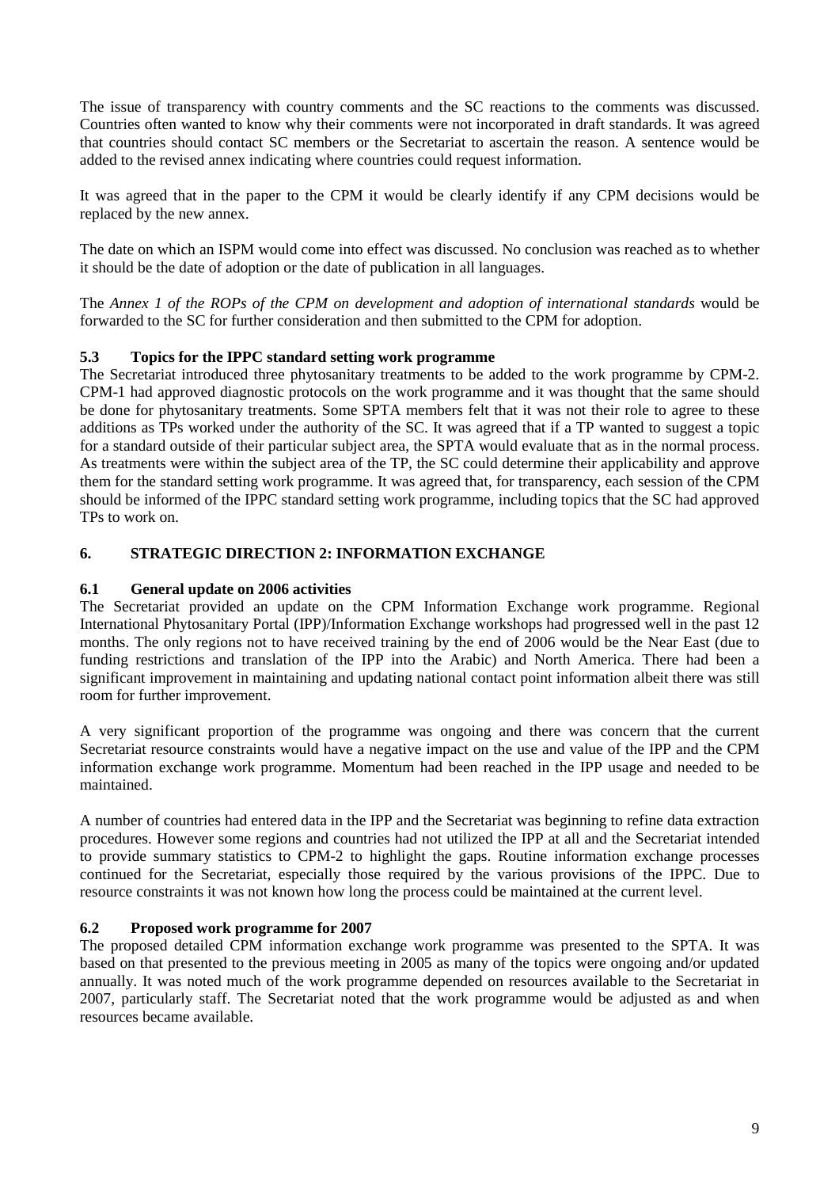The issue of transparency with country comments and the SC reactions to the comments was discussed. Countries often wanted to know why their comments were not incorporated in draft standards. It was agreed that countries should contact SC members or the Secretariat to ascertain the reason. A sentence would be added to the revised annex indicating where countries could request information.

It was agreed that in the paper to the CPM it would be clearly identify if any CPM decisions would be replaced by the new annex.

The date on which an ISPM would come into effect was discussed. No conclusion was reached as to whether it should be the date of adoption or the date of publication in all languages.

The *Annex 1 of the ROPs of the CPM on development and adoption of international standards* would be forwarded to the SC for further consideration and then submitted to the CPM for adoption.

### 5.3 Topics for the IPPC standard setting work programme

The Secretariat introduced three phytosanitary treatments to be added to the work programme by CPM-2. CPM-1 had approved diagnostic protocols on the work programme and it was thought that the same should be done for phytosanitary treatments. Some SPTA members felt that it was not their role to agree to these additions as TPs worked under the authority of the SC. It was agreed that if a TP wanted to suggest a topic for a standard outside of their particular subject area, the SPTA would evaluate that as in the normal process. As treatments were within the subject area of the TP, the SC could determine their applicability and approve them for the standard setting work programme. It was agreed that, for transparency, each session of the CPM should be informed of the IPPC standard setting work programme, including topics that the SC had approved TPs to work on.

## 6. STRATEGIC DIRECTION 2: INFORMATION EXCHANGE

### 6.1 General update on 2006 activities

The Secretariat provided an update on the CPM Information Exchange work programme. Regional International Phytosanitary Portal (IPP)/Information Exchange workshops had progressed well in the past 12 months. The only regions not to have received training by the end of 2006 would be the Near East (due to funding restrictions and translation of the IPP into the Arabic) and North America. There had been a significant improvement in maintaining and updating national contact point information albeit there was still room for further improvement.

A very significant proportion of the programme was ongoing and there was concern that the current Secretariat resource constraints would have a negative impact on the use and value of the IPP and the CPM information exchange work programme. Momentum had been reached in the IPP usage and needed to be maintained.

A number of countries had entered data in the IPP and the Secretariat was beginning to refine data extraction procedures. However some regions and countries had not utilized the IPP at all and the Secretariat intended to provide summary statistics to CPM-2 to highlight the gaps. Routine information exchange processes continued for the Secretariat, especially those required by the various provisions of the IPPC. Due to resource constraints it was not known how long the process could be maintained at the current level.

### 6.2 Proposed work programme for 2007

The proposed detailed CPM information exchange work programme was presented to the SPTA. It was based on that presented to the previous meeting in 2005 as many of the topics were ongoing and/or updated annually. It was noted much of the work programme depended on resources available to the Secretariat in 2007, particularly staff. The Secretariat noted that the work programme would be adjusted as and when resources became available.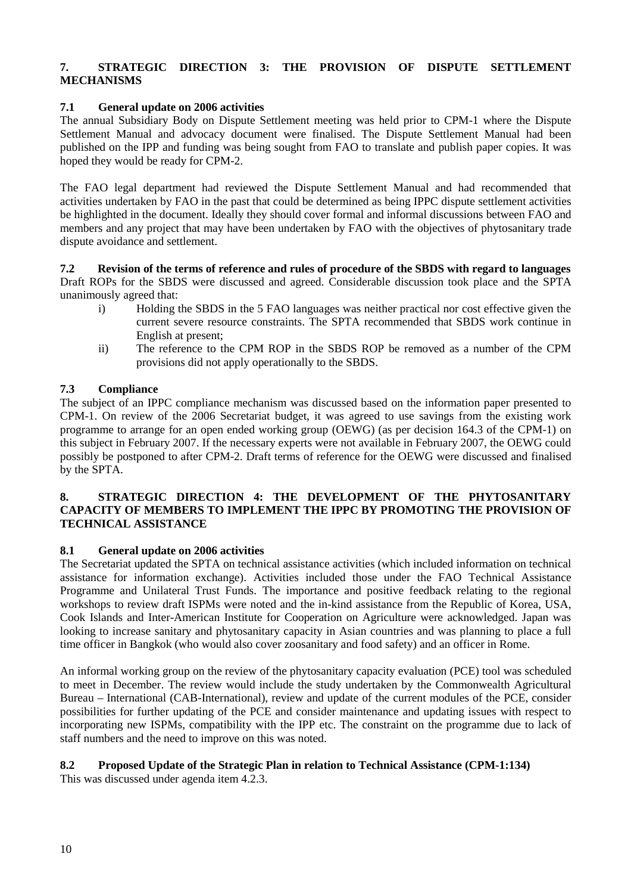## 7. STRATEGIC DIRECTION 3: THE PROVISION OF DISPUTE SETTLEMENT MECHANISMS

### 7.1 General update on 2006 activities

The annual Subsidiary Body on Dispute Settlement meeting was held prior to CPM-1 where the Dispute Settlement Manual and advocacy document were finalised. The Dispute Settlement Manual had been published on the IPP and funding was being sought from FAO to translate and publish paper copies. It was hoped they would be ready for CPM-2.

The FAO legal department had reviewed the Dispute Settlement Manual and had recommended that activities undertaken by FAO in the past that could be determined as being IPPC dispute settlement activities be highlighted in the document. Ideally they should cover formal and informal discussions between FAO and members and any project that may have been undertaken by FAO with the objectives of phytosanitary trade dispute avoidance and settlement.

### 7.2 Revision of the terms of reference and rules of procedure of the SBDS with regard to languages

Draft ROPs for the SBDS were discussed and agreed. Considerable discussion took place and the SPTA unanimously agreed that:

- i) Holding the SBDS in the 5 FAO languages was neither practical nor cost effective given the current severe resource constraints. The SPTA recommended that SBDS work continue in English at present;
- ii) The reference to the CPM ROP in the SBDS ROP be removed as a number of the CPM provisions did not apply operationally to the SBDS.

### 7.3 Compliance

The subject of an IPPC compliance mechanism was discussed based on the information paper presented to CPM-1. On review of the 2006 Secretariat budget, it was agreed to use savings from the existing work programme to arrange for an open ended working group (OEWG) (as per decision 164.3 of the CPM-1) on this subject in February 2007. If the necessary experts were not available in February 2007, the OEWG could possibly be postponed to after CPM-2. Draft terms of reference for the OEWG were discussed and finalised by the SPTA.

## 8. STRATEGIC DIRECTION 4: THE DEVELOPMENT OF THE PHYTOSANITARY CAPACITY OF MEMBERS TO IMPLEMENT THE IPPC BY PROMOTING THE PROVISION OF TECHNICAL ASSISTANCE

### 8.1 General update on 2006 activities

The Secretariat updated the SPTA on technical assistance activities (which included information on technical assistance for information exchange). Activities included those under the FAO Technical Assistance Programme and Unilateral Trust Funds. The importance and positive feedback relating to the regional workshops to review draft ISPMs were noted and the in-kind assistance from the Republic of Korea, USA, Cook Islands and Inter-American Institute for Cooperation on Agriculture were acknowledged. Japan was looking to increase sanitary and phytosanitary capacity in Asian countries and was planning to place a full time officer in Bangkok (who would also cover zoosanitary and food safety) and an officer in Rome.

An informal working group on the review of the phytosanitary capacity evaluation (PCE) tool was scheduled to meet in December. The review would include the study undertaken by the Commonwealth Agricultural Bureau – International (CAB-International), review and update of the current modules of the PCE, consider possibilities for further updating of the PCE and consider maintenance and updating issues with respect to incorporating new ISPMs, compatibility with the IPP etc. The constraint on the programme due to lack of staff numbers and the need to improve on this was noted.

### 8.2 Proposed Update of the Strategic Plan in relation to Technical Assistance (CPM-1:134)

This was discussed under agenda item 4.2.3.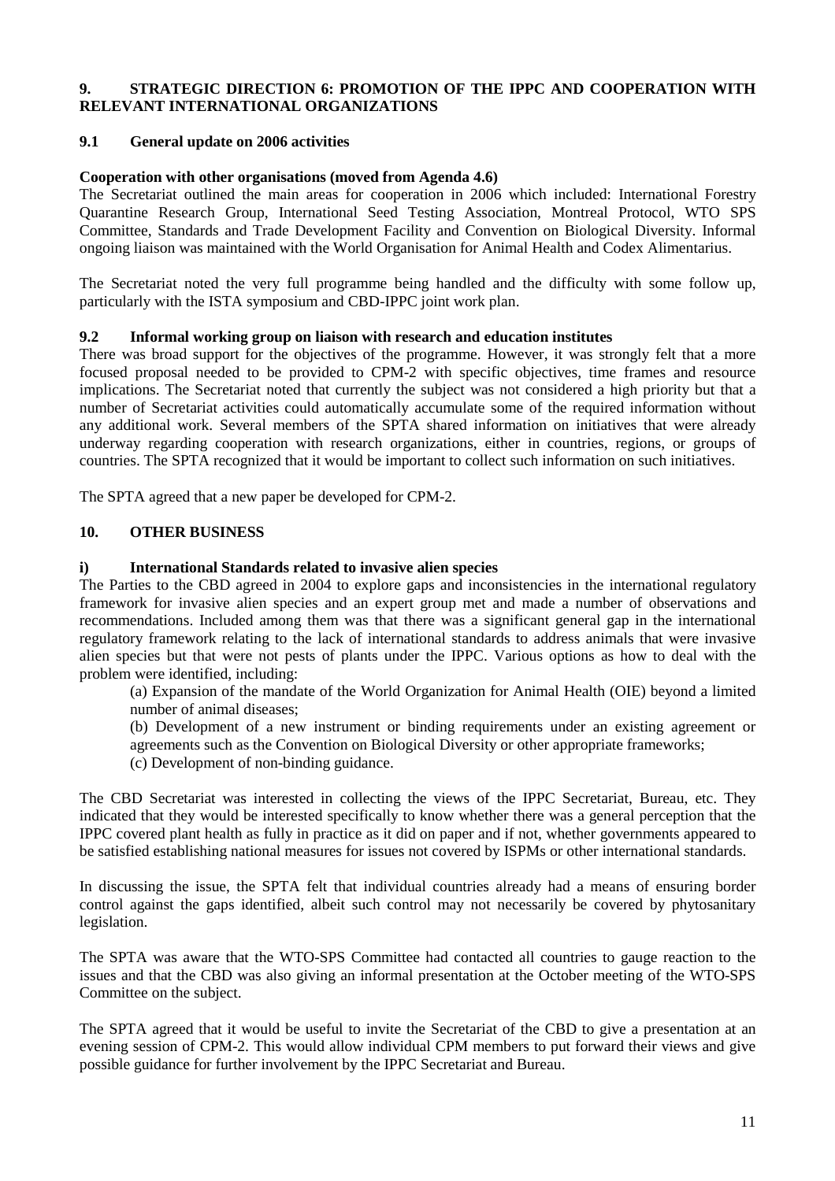## 9. STRATEGIC DIRECTION 6: PROMOTION OF THE IPPC AND COOPERATION WITH RELEVANT INTERNATIONAL ORGANIZATIONS

### 9.1 General update on 2006 activities

**Cooperation with other organisations (moved from Agenda 4.6)**

The Secretariat outlined the main areas for cooperation in 2006 which included: International Forestry Quarantine Research Group, International Seed Testing Association, Montreal Protocol, WTO SPS Committee, Standards and Trade Development Facility and Convention on Biological Diversity. Informal ongoing liaison was maintained with the World Organisation for Animal Health and Codex Alimentarius.

The Secretariat noted the very full programme being handled and the difficulty with some follow up, particularly with the ISTA symposium and CBD-IPPC joint work plan.

### 9.2 Informal working group on liaison with research and education institutes

There was broad support for the objectives of the programme. However, it was strongly felt that a more focused proposal needed to be provided to CPM-2 with specific objectives, time frames and resource implications. The Secretariat noted that currently the subject was not considered a high priority but that a number of Secretariat activities could automatically accumulate some of the required information without any additional work. Several members of the SPTA shared information on initiatives that were already underway regarding cooperation with research organizations, either in countries, regions, or groups of countries. The SPTA recognized that it would be important to collect such information on such initiatives.

The SPTA agreed that a new paper be developed for CPM-2.

## 10. OTHER BUSINESS

### i) International Standards related to invasive alien species

The Parties to the CBD agreed in 2004 to explore gaps and inconsistencies in the international regulatory framework for invasive alien species and an expert group met and made a number of observations and recommendations. Included among them was that there was a significant general gap in the international regulatory framework relating to the lack of international standards to address animals that were invasive alien species but that were not pests of plants under the IPPC. Various options as how to deal with the problem were identified, including:

(a) Expansion of the mandate of the World Organization for Animal Health (OIE) beyond a limited number of animal diseases;

(b) Development of a new instrument or binding requirements under an existing agreement or agreements such as the Convention on Biological Diversity or other appropriate frameworks;

(c) Development of non-binding guidance.

The CBD Secretariat was interested in collecting the views of the IPPC Secretariat, Bureau, etc. They indicated that they would be interested specifically to know whether there was a general perception that the IPPC covered plant health as fully in practice as it did on paper and if not, whether governments appeared to be satisfied establishing national measures for issues not covered by ISPMs or other international standards.

In discussing the issue, the SPTA felt that individual countries already had a means of ensuring border control against the gaps identified, albeit such control may not necessarily be covered by phytosanitary legislation.

The SPTA was aware that the WTO-SPS Committee had contacted all countries to gauge reaction to the issues and that the CBD was also giving an informal presentation at the October meeting of the WTO-SPS Committee on the subject.

The SPTA agreed that it would be useful to invite the Secretariat of the CBD to give a presentation at an evening session of CPM-2. This would allow individual CPM members to put forward their views and give possible guidance for further involvement by the IPPC Secretariat and Bureau.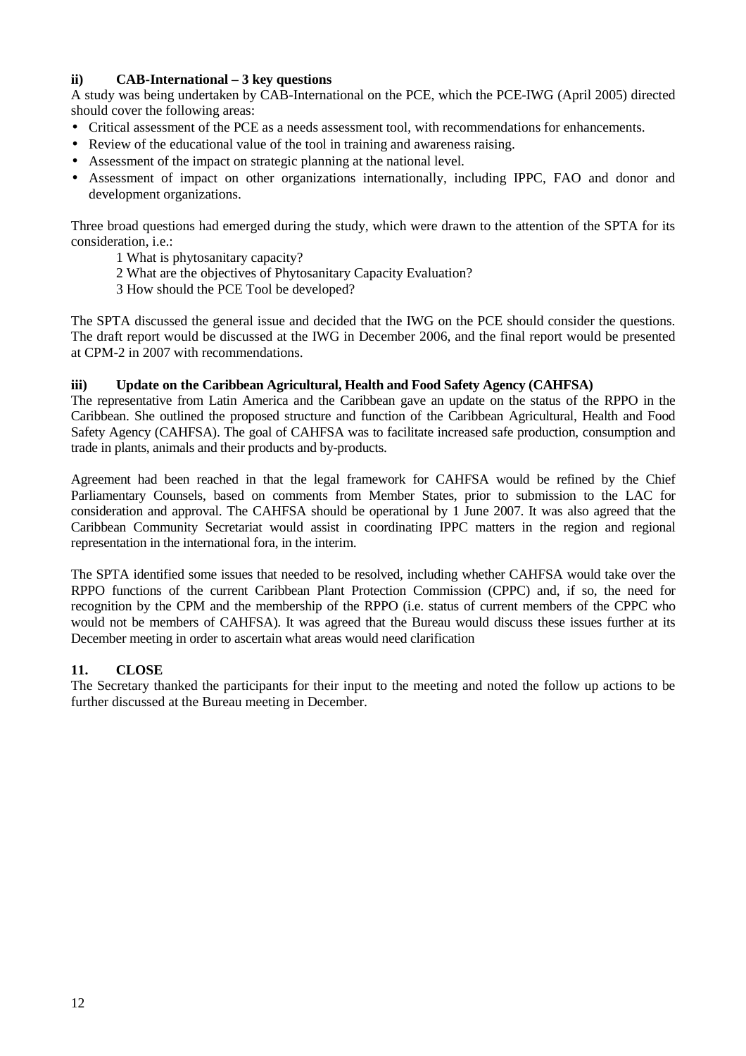### ii) CAB-International – 3 key questions

A study was being undertaken by CAB-International on the PCE, which the PCE-IWG (April 2005) directed should cover the following areas:

- Critical assessment of the PCE as a needs assessment tool, with recommendations for enhancements.
- Review of the educational value of the tool in training and awareness raising.
- Assessment of the impact on strategic planning at the national level.
- Assessment of impact on other organizations internationally, including IPPC, FAO and donor and development organizations.

Three broad questions had emerged during the study, which were drawn to the attention of the SPTA for its consideration, i.e.:

1 What is phytosanitary capacity?
2 What are the objectives of Phytosanitary Capacity Evaluation?
3 How should the PCE Tool be developed?

The SPTA discussed the general issue and decided that the IWG on the PCE should consider the questions. The draft report would be discussed at the IWG in December 2006, and the final report would be presented at CPM-2 in 2007 with recommendations.

### iii) Update on the Caribbean Agricultural, Health and Food Safety Agency (CAHFSA)

The representative from Latin America and the Caribbean gave an update on the status of the RPPO in the Caribbean. She outlined the proposed structure and function of the Caribbean Agricultural, Health and Food Safety Agency (CAHFSA). The goal of CAHFSA was to facilitate increased safe production, consumption and trade in plants, animals and their products and by-products.

Agreement had been reached in that the legal framework for CAHFSA would be refined by the Chief Parliamentary Counsels, based on comments from Member States, prior to submission to the LAC for consideration and approval. The CAHFSA should be operational by 1 June 2007. It was also agreed that the Caribbean Community Secretariat would assist in coordinating IPPC matters in the region and regional representation in the international fora, in the interim.

The SPTA identified some issues that needed to be resolved, including whether CAHFSA would take over the RPPO functions of the current Caribbean Plant Protection Commission (CPPC) and, if so, the need for recognition by the CPM and the membership of the RPPO (i.e. status of current members of the CPPC who would not be members of CAHFSA). It was agreed that the Bureau would discuss these issues further at its December meeting in order to ascertain what areas would need clarification

## 11. CLOSE

The Secretary thanked the participants for their input to the meeting and noted the follow up actions to be further discussed at the Bureau meeting in December.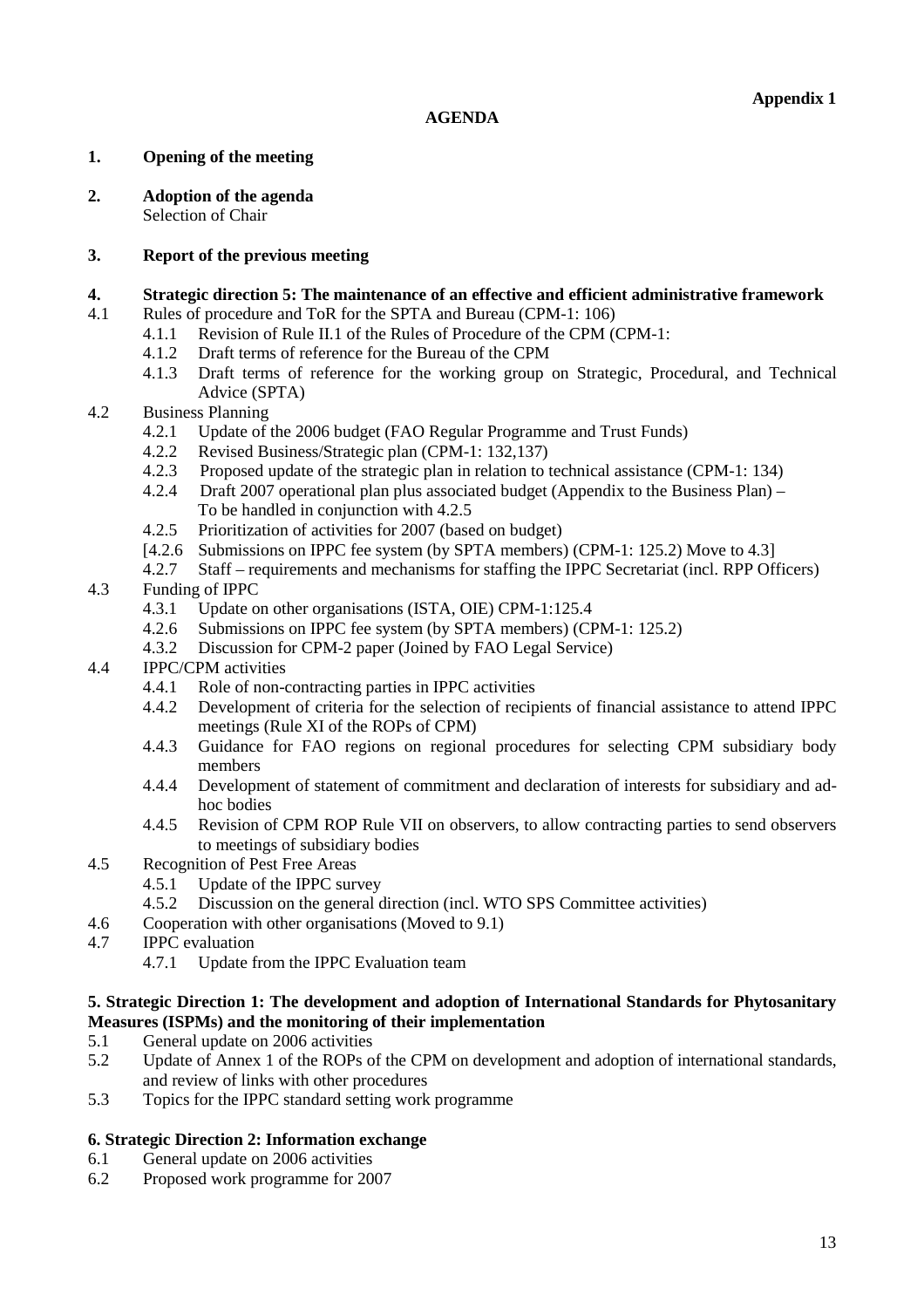**Appendix 1**

**AGENDA**

**1. Opening of the meeting**

**2. Adoption of the agenda**
Selection of Chair

**3. Report of the previous meeting**

**4. Strategic direction 5: The maintenance of an effective and efficient administrative framework**

- 4.1 Rules of procedure and ToR for the SPTA and Bureau (CPM-1: 106)
  - 4.1.1 Revision of Rule II.1 of the Rules of Procedure of the CPM (CPM-1:
  - 4.1.2 Draft terms of reference for the Bureau of the CPM
  - 4.1.3 Draft terms of reference for the working group on Strategic, Procedural, and Technical Advice (SPTA)
- 4.2 Business Planning
  - 4.2.1 Update of the 2006 budget (FAO Regular Programme and Trust Funds)
  - 4.2.2 Revised Business/Strategic plan (CPM-1: 132,137)
  - 4.2.3 Proposed update of the strategic plan in relation to technical assistance (CPM-1: 134)
  - 4.2.4 Draft 2007 operational plan plus associated budget (Appendix to the Business Plan) – To be handled in conjunction with 4.2.5
  - 4.2.5 Prioritization of activities for 2007 (based on budget)
  - [4.2.6 Submissions on IPPC fee system (by SPTA members) (CPM-1: 125.2) Move to 4.3]
  - 4.2.7 Staff – requirements and mechanisms for staffing the IPPC Secretariat (incl. RPP Officers)
- 4.3 Funding of IPPC
  - 4.3.1 Update on other organisations (ISTA, OIE) CPM-1:125.4
  - 4.2.6 Submissions on IPPC fee system (by SPTA members) (CPM-1: 125.2)
  - 4.3.2 Discussion for CPM-2 paper (Joined by FAO Legal Service)
- 4.4 IPPC/CPM activities
  - 4.4.1 Role of non-contracting parties in IPPC activities
  - 4.4.2 Development of criteria for the selection of recipients of financial assistance to attend IPPC meetings (Rule XI of the ROPs of CPM)
  - 4.4.3 Guidance for FAO regions on regional procedures for selecting CPM subsidiary body members
  - 4.4.4 Development of statement of commitment and declaration of interests for subsidiary and ad-hoc bodies
  - 4.4.5 Revision of CPM ROP Rule VII on observers, to allow contracting parties to send observers to meetings of subsidiary bodies
- 4.5 Recognition of Pest Free Areas
  - 4.5.1 Update of the IPPC survey
  - 4.5.2 Discussion on the general direction (incl. WTO SPS Committee activities)
- 4.6 Cooperation with other organisations (Moved to 9.1)
- 4.7 IPPC evaluation
  - 4.7.1 Update from the IPPC Evaluation team

**5. Strategic Direction 1: The development and adoption of International Standards for Phytosanitary Measures (ISPMs) and the monitoring of their implementation**

- 5.1 General update on 2006 activities
- 5.2 Update of Annex 1 of the ROPs of the CPM on development and adoption of international standards, and review of links with other procedures
- 5.3 Topics for the IPPC standard setting work programme

**6. Strategic Direction 2: Information exchange**

- 6.1 General update on 2006 activities
- 6.2 Proposed work programme for 2007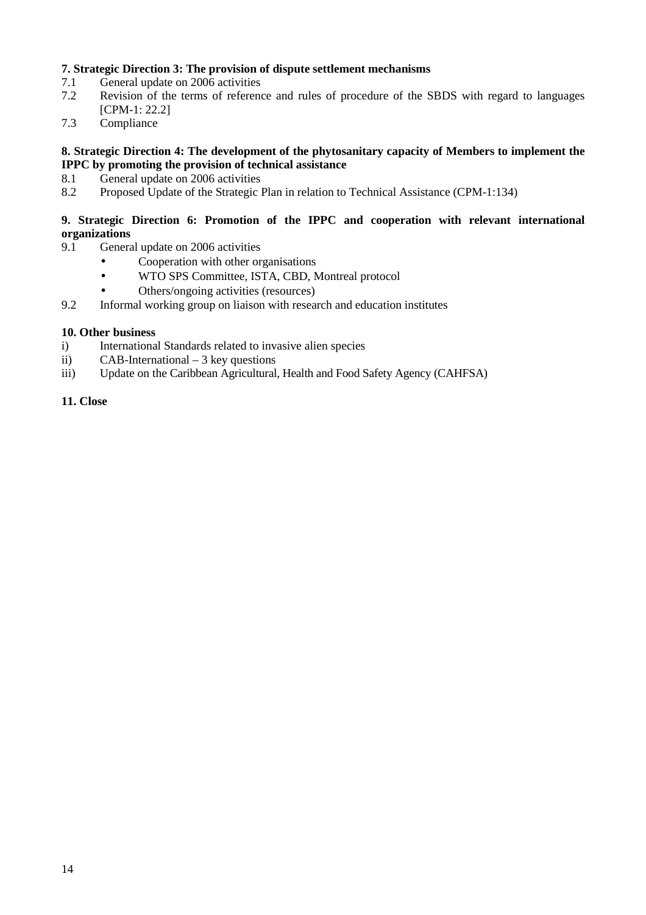**7. Strategic Direction 3: The provision of dispute settlement mechanisms**

7.1 General update on 2006 activities

7.2 Revision of the terms of reference and rules of procedure of the SBDS with regard to languages [CPM-1: 22.2]

7.3 Compliance

**8. Strategic Direction 4: The development of the phytosanitary capacity of Members to implement the IPPC by promoting the provision of technical assistance**

8.1 General update on 2006 activities

8.2 Proposed Update of the Strategic Plan in relation to Technical Assistance (CPM-1:134)

**9. Strategic Direction 6: Promotion of the IPPC and cooperation with relevant international organizations**

9.1 General update on 2006 activities

- Cooperation with other organisations
- WTO SPS Committee, ISTA, CBD, Montreal protocol
- Others/ongoing activities (resources)

9.2 Informal working group on liaison with research and education institutes

**10. Other business**

i) International Standards related to invasive alien species

ii) CAB-International – 3 key questions

iii) Update on the Caribbean Agricultural, Health and Food Safety Agency (CAHFSA)

**11. Close**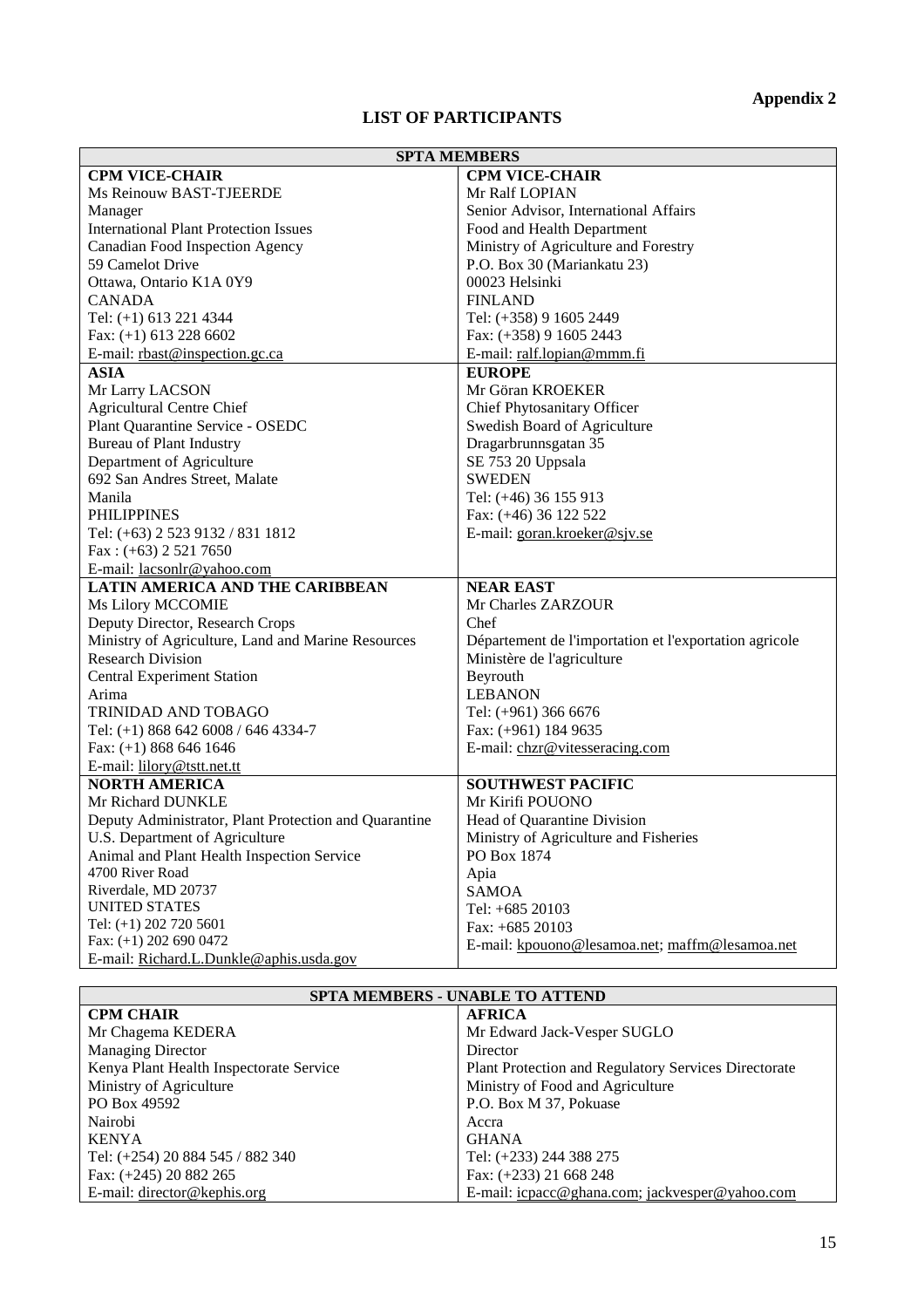**Appendix 2**

## LIST OF PARTICIPANTS

| SPTA MEMBERS | |
|---|---|
| **CPM VICE-CHAIR**<br>Ms Reinouw BAST-TJEERDE<br>Manager<br>International Plant Protection Issues<br>Canadian Food Inspection Agency<br>59 Camelot Drive<br>Ottawa, Ontario K1A 0Y9<br>CANADA<br>Tel: (+1) 613 221 4344<br>Fax: (+1) 613 228 6602<br>E-mail: rbast@inspection.gc.ca | **CPM VICE-CHAIR**<br>Mr Ralf LOPIAN<br>Senior Advisor, International Affairs<br>Food and Health Department<br>Ministry of Agriculture and Forestry<br>P.O. Box 30 (Mariankatu 23)<br>00023 Helsinki<br>FINLAND<br>Tel: (+358) 9 1605 2449<br>Fax: (+358) 9 1605 2443<br>E-mail: ralf.lopian@mmm.fi |
| **ASIA**<br>Mr Larry LACSON<br>Agricultural Centre Chief<br>Plant Quarantine Service - OSEDC<br>Bureau of Plant Industry<br>Department of Agriculture<br>692 San Andres Street, Malate<br>Manila<br>PHILIPPINES<br>Tel: (+63) 2 523 9132 / 831 1812<br>Fax : (+63) 2 521 7650<br>E-mail: lacsonlr@yahoo.com | **EUROPE**<br>Mr Göran KROEKER<br>Chief Phytosanitary Officer<br>Swedish Board of Agriculture<br>Dragarbrunnsgatan 35<br>SE 753 20 Uppsala<br>SWEDEN<br>Tel: (+46) 36 155 913<br>Fax: (+46) 36 122 522<br>E-mail: goran.kroeker@sjv.se |
| **LATIN AMERICA AND THE CARIBBEAN**<br>Ms Lilory MCCOMIE<br>Deputy Director, Research Crops<br>Ministry of Agriculture, Land and Marine Resources<br>Research Division<br>Central Experiment Station<br>Arima<br>TRINIDAD AND TOBAGO<br>Tel: (+1) 868 642 6008 / 646 4334-7<br>Fax: (+1) 868 646 1646<br>E-mail: lilory@tstt.net.tt | **NEAR EAST**<br>Mr Charles ZARZOUR<br>Chef<br>Département de l'importation et l'exportation agricole<br>Ministère de l'agriculture<br>Beyrouth<br>LEBANON<br>Tel: (+961) 366 6676<br>Fax: (+961) 184 9635<br>E-mail: chzr@vitesseracing.com |
| **NORTH AMERICA**<br>Mr Richard DUNKLE<br>Deputy Administrator, Plant Protection and Quarantine<br>U.S. Department of Agriculture<br>Animal and Plant Health Inspection Service<br>4700 River Road<br>Riverdale, MD 20737<br>UNITED STATES<br>Tel: (+1) 202 720 5601<br>Fax: (+1) 202 690 0472<br>E-mail: Richard.L.Dunkle@aphis.usda.gov | **SOUTHWEST PACIFIC**<br>Mr Kirifi POUONO<br>Head of Quarantine Division<br>Ministry of Agriculture and Fisheries<br>PO Box 1874<br>Apia<br>SAMOA<br>Tel: +685 20103<br>Fax: +685 20103<br>E-mail: kpouono@lesamoa.net; maffm@lesamoa.net |

| SPTA MEMBERS - UNABLE TO ATTEND | |
|---|---|
| **CPM CHAIR**<br>Mr Chagema KEDERA<br>Managing Director<br>Kenya Plant Health Inspectorate Service<br>Ministry of Agriculture<br>PO Box 49592<br>Nairobi<br>KENYA<br>Tel: (+254) 20 884 545 / 882 340<br>Fax: (+245) 20 882 265<br>E-mail: director@kephis.org | **AFRICA**<br>Mr Edward Jack-Vesper SUGLO<br>Director<br>Plant Protection and Regulatory Services Directorate<br>Ministry of Food and Agriculture<br>P.O. Box M 37, Pokuase<br>Accra<br>GHANA<br>Tel: (+233) 244 388 275<br>Fax: (+233) 21 668 248<br>E-mail: icpacc@ghana.com; jackvesper@yahoo.com |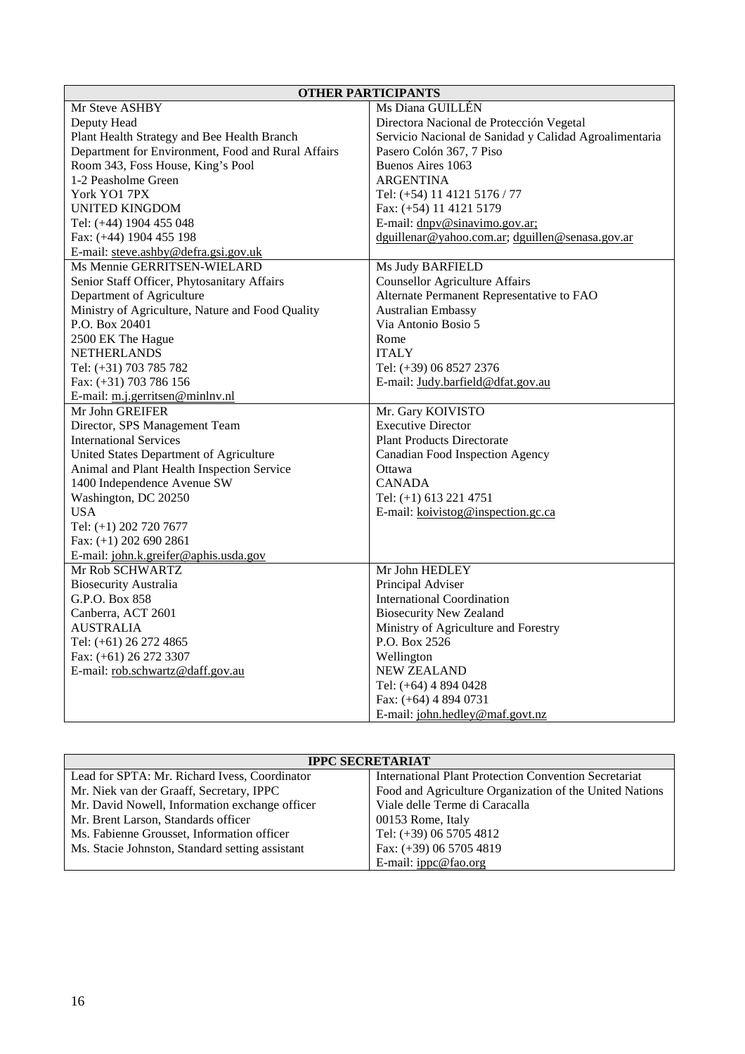| OTHER PARTICIPANTS | |
|---|---|
| Mr Steve ASHBY<br>Deputy Head<br>Plant Health Strategy and Bee Health Branch<br>Department for Environment, Food and Rural Affairs<br>Room 343, Foss House, King's Pool<br>1-2 Peasholme Green<br>York YO1 7PX<br>UNITED KINGDOM<br>Tel: (+44) 1904 455 048<br>Fax: (+44) 1904 455 198<br>E-mail: steve.ashby@defra.gsi.gov.uk | Ms Diana GUILLÉN<br>Directora Nacional de Protección Vegetal<br>Servicio Nacional de Sanidad y Calidad Agroalimentaria<br>Pasero Colón 367, 7 Piso<br>Buenos Aires 1063<br>ARGENTINA<br>Tel: (+54) 11 4121 5176 / 77<br>Fax: (+54) 11 4121 5179<br>E-mail: dnpv@sinavimo.gov.ar;<br>dguillenar@yahoo.com.ar; dguillen@senasa.gov.ar |
| Ms Mennie GERRITSEN-WIELARD<br>Senior Staff Officer, Phytosanitary Affairs<br>Department of Agriculture<br>Ministry of Agriculture, Nature and Food Quality<br>P.O. Box 20401<br>2500 EK The Hague<br>NETHERLANDS<br>Tel: (+31) 703 785 782<br>Fax: (+31) 703 786 156<br>E-mail: m.j.gerritsen@minlnv.nl | Ms Judy BARFIELD<br>Counsellor Agriculture Affairs<br>Alternate Permanent Representative to FAO<br>Australian Embassy<br>Via Antonio Bosio 5<br>Rome<br>ITALY<br>Tel: (+39) 06 8527 2376<br>E-mail: Judy.barfield@dfat.gov.au |
| Mr John GREIFER<br>Director, SPS Management Team<br>International Services<br>United States Department of Agriculture<br>Animal and Plant Health Inspection Service<br>1400 Independence Avenue SW<br>Washington, DC 20250<br>USA<br>Tel: (+1) 202 720 7677<br>Fax: (+1) 202 690 2861<br>E-mail: john.k.greifer@aphis.usda.gov | Mr. Gary KOIVISTO<br>Executive Director<br>Plant Products Directorate<br>Canadian Food Inspection Agency<br>Ottawa<br>CANADA<br>Tel: (+1) 613 221 4751<br>E-mail: koivistog@inspection.gc.ca |
| Mr Rob SCHWARTZ<br>Biosecurity Australia<br>G.P.O. Box 858<br>Canberra, ACT 2601<br>AUSTRALIA<br>Tel: (+61) 26 272 4865<br>Fax: (+61) 26 272 3307<br>E-mail: rob.schwartz@daff.gov.au | Mr John HEDLEY<br>Principal Adviser<br>International Coordination<br>Biosecurity New Zealand<br>Ministry of Agriculture and Forestry<br>P.O. Box 2526<br>Wellington<br>NEW ZEALAND<br>Tel: (+64) 4 894 0428<br>Fax: (+64) 4 894 0731<br>E-mail: john.hedley@maf.govt.nz |

| IPPC SECRETARIAT | |
|---|---|
| Lead for SPTA: Mr. Richard Ivess, Coordinator<br>Mr. Niek van der Graaff, Secretary, IPPC<br>Mr. David Nowell, Information exchange officer<br>Mr. Brent Larson, Standards officer<br>Ms. Fabienne Grousset, Information officer<br>Ms. Stacie Johnston, Standard setting assistant | International Plant Protection Convention Secretariat<br>Food and Agriculture Organization of the United Nations<br>Viale delle Terme di Caracalla<br>00153 Rome, Italy<br>Tel: (+39) 06 5705 4812<br>Fax: (+39) 06 5705 4819<br>E-mail: ippc@fao.org |